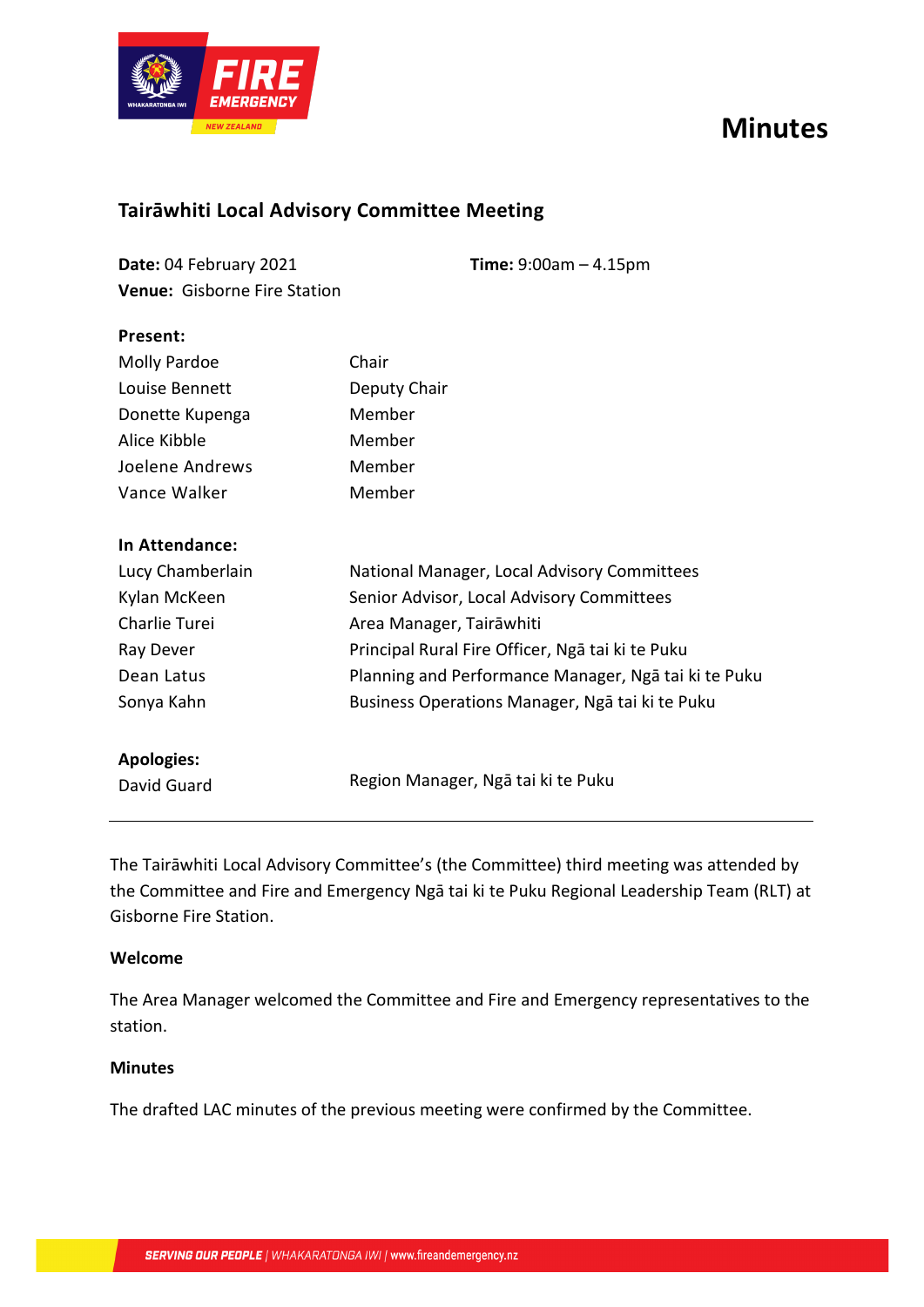# Minutes

## Tairāwhiti Local Advisory Committee Meeting

**Date:** 04 February 2021 **Time:** 9:00am – 4.15pm

**Venue:** Gisborne Fire Station

**Present:**

| | |
|---|---|
| Molly Pardoe | Chair |
| Louise Bennett | Deputy Chair |
| Donette Kupenga | Member |
| Alice Kibble | Member |
| Joelene Andrews | Member |
| Vance Walker | Member |

**In Attendance:**

| | |
|---|---|
| Lucy Chamberlain | National Manager, Local Advisory Committees |
| Kylan McKeen | Senior Advisor, Local Advisory Committees |
| Charlie Turei | Area Manager, Tairāwhiti |
| Ray Dever | Principal Rural Fire Officer, Ngā tai ki te Puku |
| Dean Latus | Planning and Performance Manager, Ngā tai ki te Puku |
| Sonya Kahn | Business Operations Manager, Ngā tai ki te Puku |

**Apologies:**

| | |
|---|---|
| David Guard | Region Manager, Ngā tai ki te Puku |

---

The Tairāwhiti Local Advisory Committee's (the Committee) third meeting was attended by the Committee and Fire and Emergency Ngā tai ki te Puku Regional Leadership Team (RLT) at Gisborne Fire Station.

**Welcome**

The Area Manager welcomed the Committee and Fire and Emergency representatives to the station.

**Minutes**

The drafted LAC minutes of the previous meeting were confirmed by the Committee.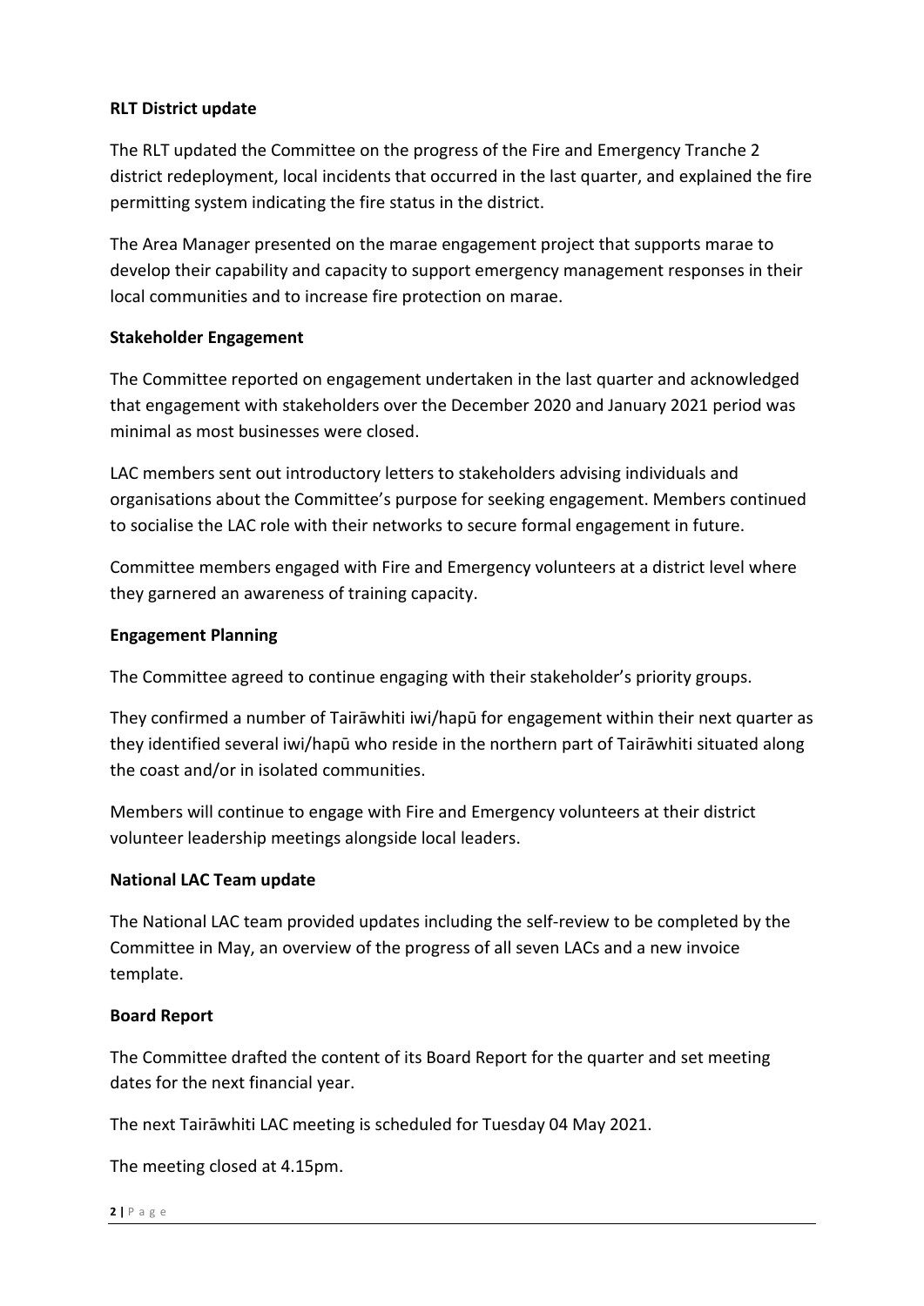**RLT District update**

The RLT updated the Committee on the progress of the Fire and Emergency Tranche 2 district redeployment, local incidents that occurred in the last quarter, and explained the fire permitting system indicating the fire status in the district.

The Area Manager presented on the marae engagement project that supports marae to develop their capability and capacity to support emergency management responses in their local communities and to increase fire protection on marae.

**Stakeholder Engagement**

The Committee reported on engagement undertaken in the last quarter and acknowledged that engagement with stakeholders over the December 2020 and January 2021 period was minimal as most businesses were closed.

LAC members sent out introductory letters to stakeholders advising individuals and organisations about the Committee's purpose for seeking engagement. Members continued to socialise the LAC role with their networks to secure formal engagement in future.

Committee members engaged with Fire and Emergency volunteers at a district level where they garnered an awareness of training capacity.

**Engagement Planning**

The Committee agreed to continue engaging with their stakeholder's priority groups.

They confirmed a number of Tairāwhiti iwi/hapū for engagement within their next quarter as they identified several iwi/hapū who reside in the northern part of Tairāwhiti situated along the coast and/or in isolated communities.

Members will continue to engage with Fire and Emergency volunteers at their district volunteer leadership meetings alongside local leaders.

**National LAC Team update**

The National LAC team provided updates including the self-review to be completed by the Committee in May, an overview of the progress of all seven LACs and a new invoice template.

**Board Report**

The Committee drafted the content of its Board Report for the quarter and set meeting dates for the next financial year.

The next Tairāwhiti LAC meeting is scheduled for Tuesday 04 May 2021.

The meeting closed at 4.15pm.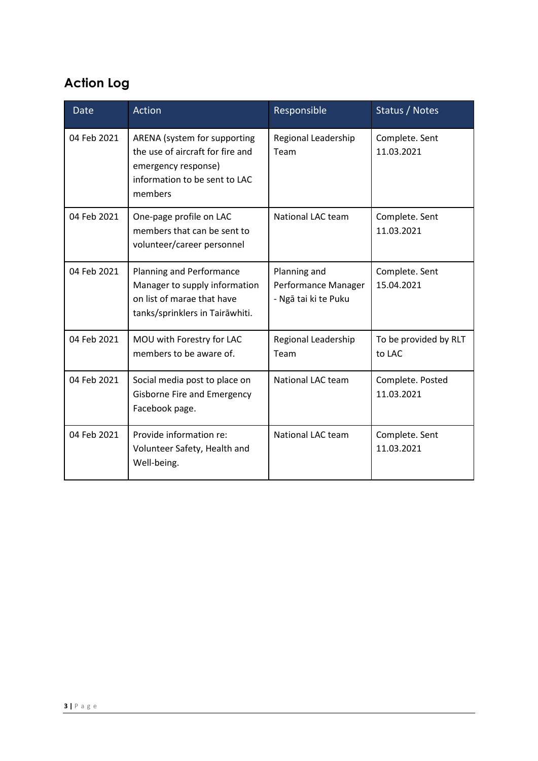## Action Log

| Date | Action | Responsible | Status / Notes |
| --- | --- | --- | --- |
| 04 Feb 2021 | ARENA (system for supporting the use of aircraft for fire and emergency response) information to be sent to LAC members | Regional Leadership Team | Complete. Sent 11.03.2021 |
| 04 Feb 2021 | One-page profile on LAC members that can be sent to volunteer/career personnel | National LAC team | Complete. Sent 11.03.2021 |
| 04 Feb 2021 | Planning and Performance Manager to supply information on list of marae that have tanks/sprinklers in Tairāwhiti. | Planning and Performance Manager - Ngā tai ki te Puku | Complete. Sent 15.04.2021 |
| 04 Feb 2021 | MOU with Forestry for LAC members to be aware of. | Regional Leadership Team | To be provided by RLT to LAC |
| 04 Feb 2021 | Social media post to place on Gisborne Fire and Emergency Facebook page. | National LAC team | Complete. Posted 11.03.2021 |
| 04 Feb 2021 | Provide information re: Volunteer Safety, Health and Well-being. | National LAC team | Complete. Sent 11.03.2021 |